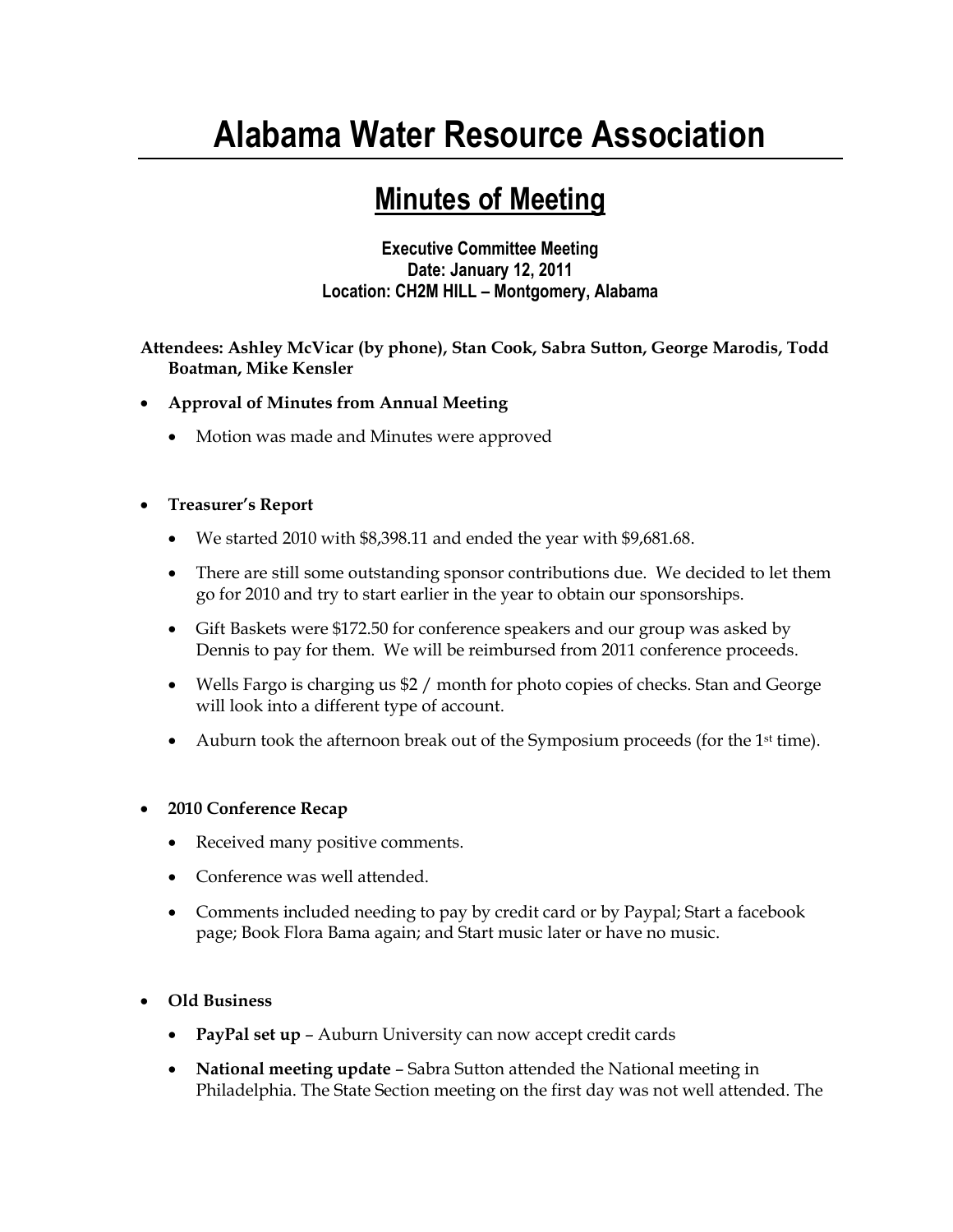# Alabama Water Resource Association

## Minutes of Meeting

**Executive Committee Meeting**
**Date: January 12, 2011**
**Location: CH2M HILL – Montgomery, Alabama**

**Attendees: Ashley McVicar (by phone), Stan Cook, Sabra Sutton, George Marodis, Todd Boatman, Mike Kensler**

- **Approval of Minutes from Annual Meeting**
  - Motion was made and Minutes were approved

- **Treasurer's Report**
  - We started 2010 with $8,398.11 and ended the year with $9,681.68.
  - There are still some outstanding sponsor contributions due. We decided to let them go for 2010 and try to start earlier in the year to obtain our sponsorships.
  - Gift Baskets were $172.50 for conference speakers and our group was asked by Dennis to pay for them. We will be reimbursed from 2011 conference proceeds.
  - Wells Fargo is charging us $2 / month for photo copies of checks. Stan and George will look into a different type of account.
  - Auburn took the afternoon break out of the Symposium proceeds (for the 1st time).

- **2010 Conference Recap**
  - Received many positive comments.
  - Conference was well attended.
  - Comments included needing to pay by credit card or by Paypal; Start a facebook page; Book Flora Bama again; and Start music later or have no music.

- **Old Business**
  - **PayPal set up** – Auburn University can now accept credit cards
  - **National meeting update** – Sabra Sutton attended the National meeting in Philadelphia. The State Section meeting on the first day was not well attended. The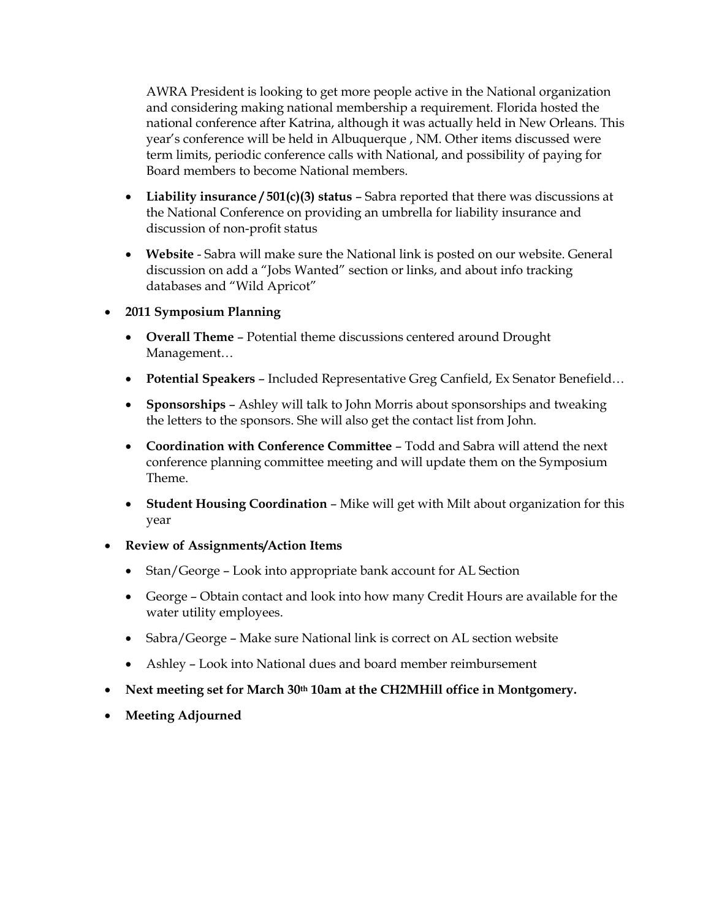AWRA President is looking to get more people active in the National organization and considering making national membership a requirement. Florida hosted the national conference after Katrina, although it was actually held in New Orleans. This year's conference will be held in Albuquerque , NM. Other items discussed were term limits, periodic conference calls with National, and possibility of paying for Board members to become National members.

- **Liability insurance / 501(c)(3) status** – Sabra reported that there was discussions at the National Conference on providing an umbrella for liability insurance and discussion of non-profit status
- **Website** - Sabra will make sure the National link is posted on our website. General discussion on add a "Jobs Wanted" section or links, and about info tracking databases and "Wild Apricot"

- **2011 Symposium Planning**
  - **Overall Theme** – Potential theme discussions centered around Drought Management…
  - **Potential Speakers** – Included Representative Greg Canfield, Ex Senator Benefield…
  - **Sponsorships** – Ashley will talk to John Morris about sponsorships and tweaking the letters to the sponsors. She will also get the contact list from John.
  - **Coordination with Conference Committee** – Todd and Sabra will attend the next conference planning committee meeting and will update them on the Symposium Theme.
  - **Student Housing Coordination** – Mike will get with Milt about organization for this year
- **Review of Assignments/Action Items**
  - Stan/George – Look into appropriate bank account for AL Section
  - George – Obtain contact and look into how many Credit Hours are available for the water utility employees.
  - Sabra/George – Make sure National link is correct on AL section website
  - Ashley – Look into National dues and board member reimbursement
- **Next meeting set for March 30th 10am at the CH2MHill office in Montgomery.**
- **Meeting Adjourned**